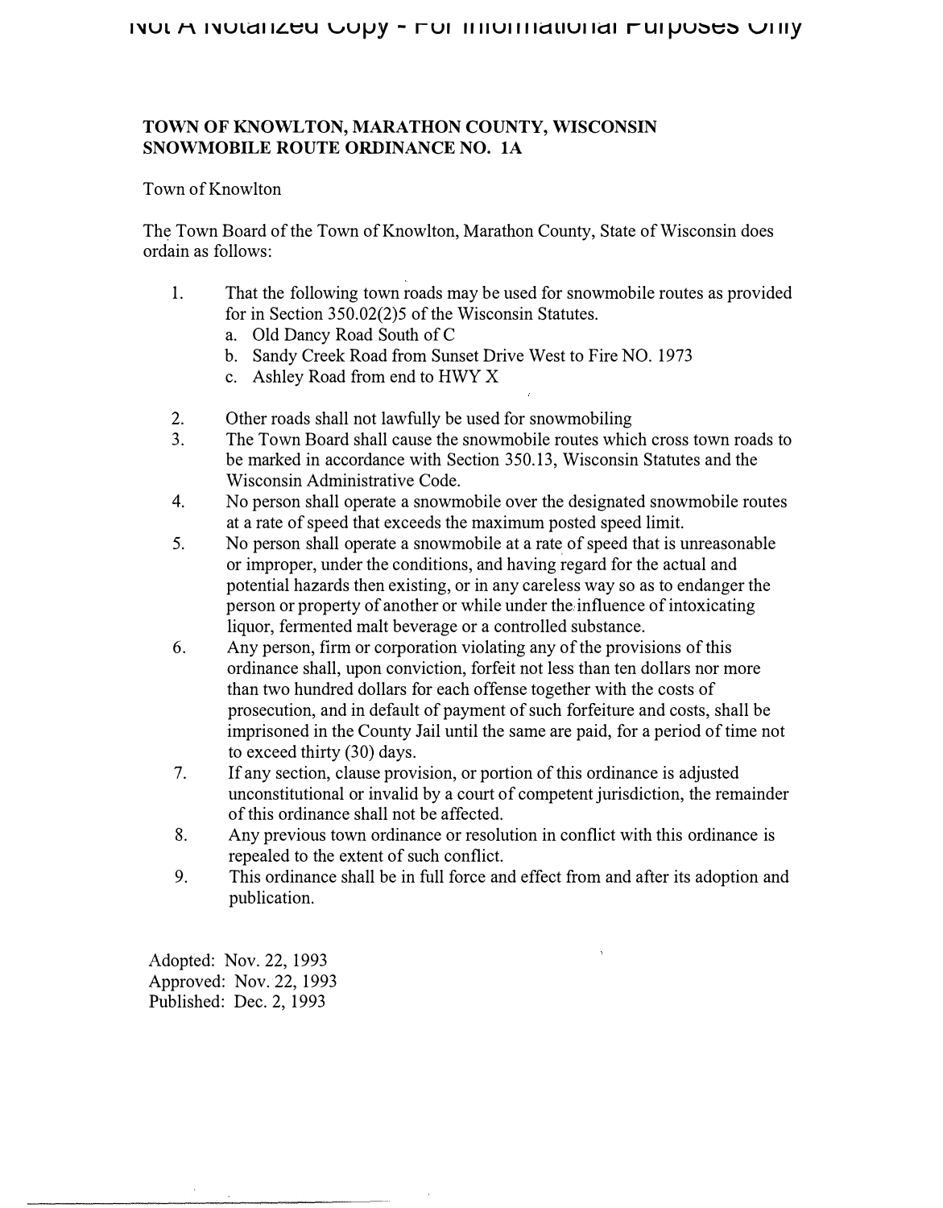Not A Notarized Copy - For Informational Purposes Only

**TOWN OF KNOWLTON, MARATHON COUNTY, WISCONSIN**
**SNOWMOBILE ROUTE ORDINANCE NO. 1A**

Town of Knowlton

The Town Board of the Town of Knowlton, Marathon County, State of Wisconsin does ordain as follows:

1. That the following town roads may be used for snowmobile routes as provided for in Section 350.02(2)5 of the Wisconsin Statutes.
   a. Old Dancy Road South of C
   b. Sandy Creek Road from Sunset Drive West to Fire NO. 1973
   c. Ashley Road from end to HWY X
2. Other roads shall not lawfully be used for snowmobiling
3. The Town Board shall cause the snowmobile routes which cross town roads to be marked in accordance with Section 350.13, Wisconsin Statutes and the Wisconsin Administrative Code.
4. No person shall operate a snowmobile over the designated snowmobile routes at a rate of speed that exceeds the maximum posted speed limit.
5. No person shall operate a snowmobile at a rate of speed that is unreasonable or improper, under the conditions, and having regard for the actual and potential hazards then existing, or in any careless way so as to endanger the person or property of another or while under the influence of intoxicating liquor, fermented malt beverage or a controlled substance.
6. Any person, firm or corporation violating any of the provisions of this ordinance shall, upon conviction, forfeit not less than ten dollars nor more than two hundred dollars for each offense together with the costs of prosecution, and in default of payment of such forfeiture and costs, shall be imprisoned in the County Jail until the same are paid, for a period of time not to exceed thirty (30) days.
7. If any section, clause provision, or portion of this ordinance is adjusted unconstitutional or invalid by a court of competent jurisdiction, the remainder of this ordinance shall not be affected.
8. Any previous town ordinance or resolution in conflict with this ordinance is repealed to the extent of such conflict.
9. This ordinance shall be in full force and effect from and after its adoption and publication.

Adopted: Nov. 22, 1993
Approved: Nov. 22, 1993
Published: Dec. 2, 1993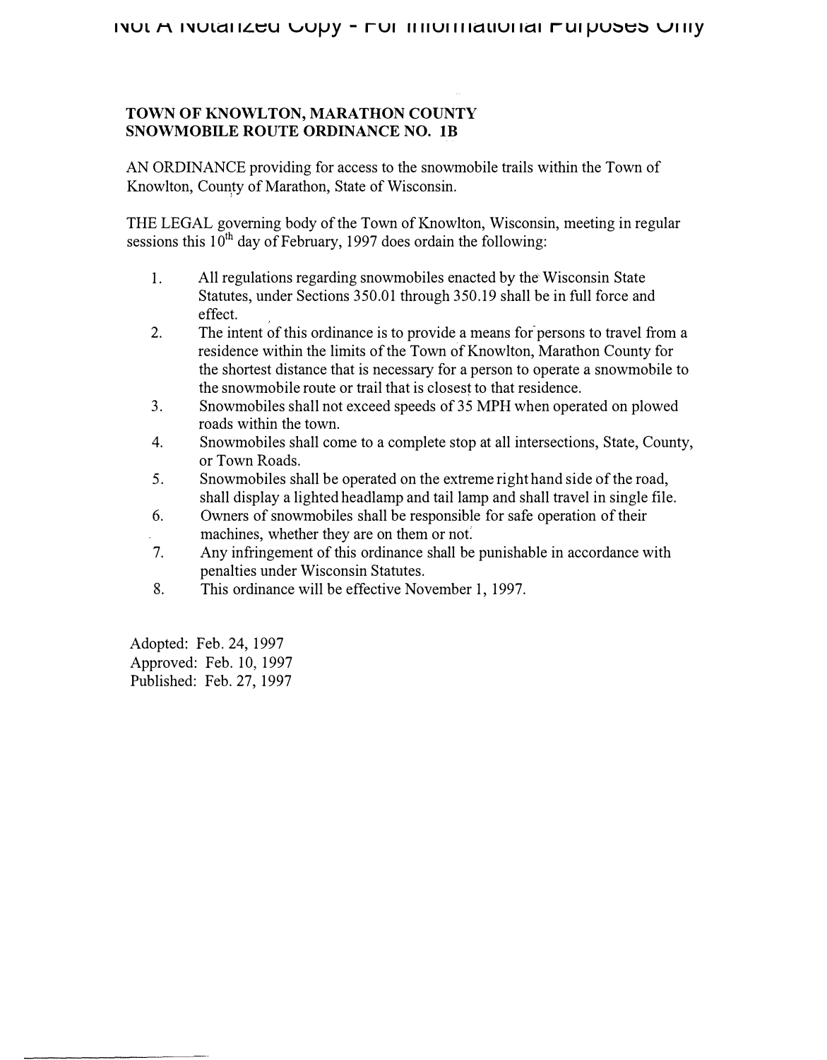**TOWN OF KNOWLTON, MARATHON COUNTY**
**SNOWMOBILE ROUTE ORDINANCE NO. 1B**

AN ORDINANCE providing for access to the snowmobile trails within the Town of Knowlton, County of Marathon, State of Wisconsin.

THE LEGAL governing body of the Town of Knowlton, Wisconsin, meeting in regular sessions this 10th day of February, 1997 does ordain the following:

1. All regulations regarding snowmobiles enacted by the Wisconsin State Statutes, under Sections 350.01 through 350.19 shall be in full force and effect.
2. The intent of this ordinance is to provide a means for persons to travel from a residence within the limits of the Town of Knowlton, Marathon County for the shortest distance that is necessary for a person to operate a snowmobile to the snowmobile route or trail that is closest to that residence.
3. Snowmobiles shall not exceed speeds of 35 MPH when operated on plowed roads within the town.
4. Snowmobiles shall come to a complete stop at all intersections, State, County, or Town Roads.
5. Snowmobiles shall be operated on the extreme right hand side of the road, shall display a lighted headlamp and tail lamp and shall travel in single file.
6. Owners of snowmobiles shall be responsible for safe operation of their machines, whether they are on them or not.
7. Any infringement of this ordinance shall be punishable in accordance with penalties under Wisconsin Statutes.
8. This ordinance will be effective November 1, 1997.

Adopted: Feb. 24, 1997
Approved: Feb. 10, 1997
Published: Feb. 27, 1997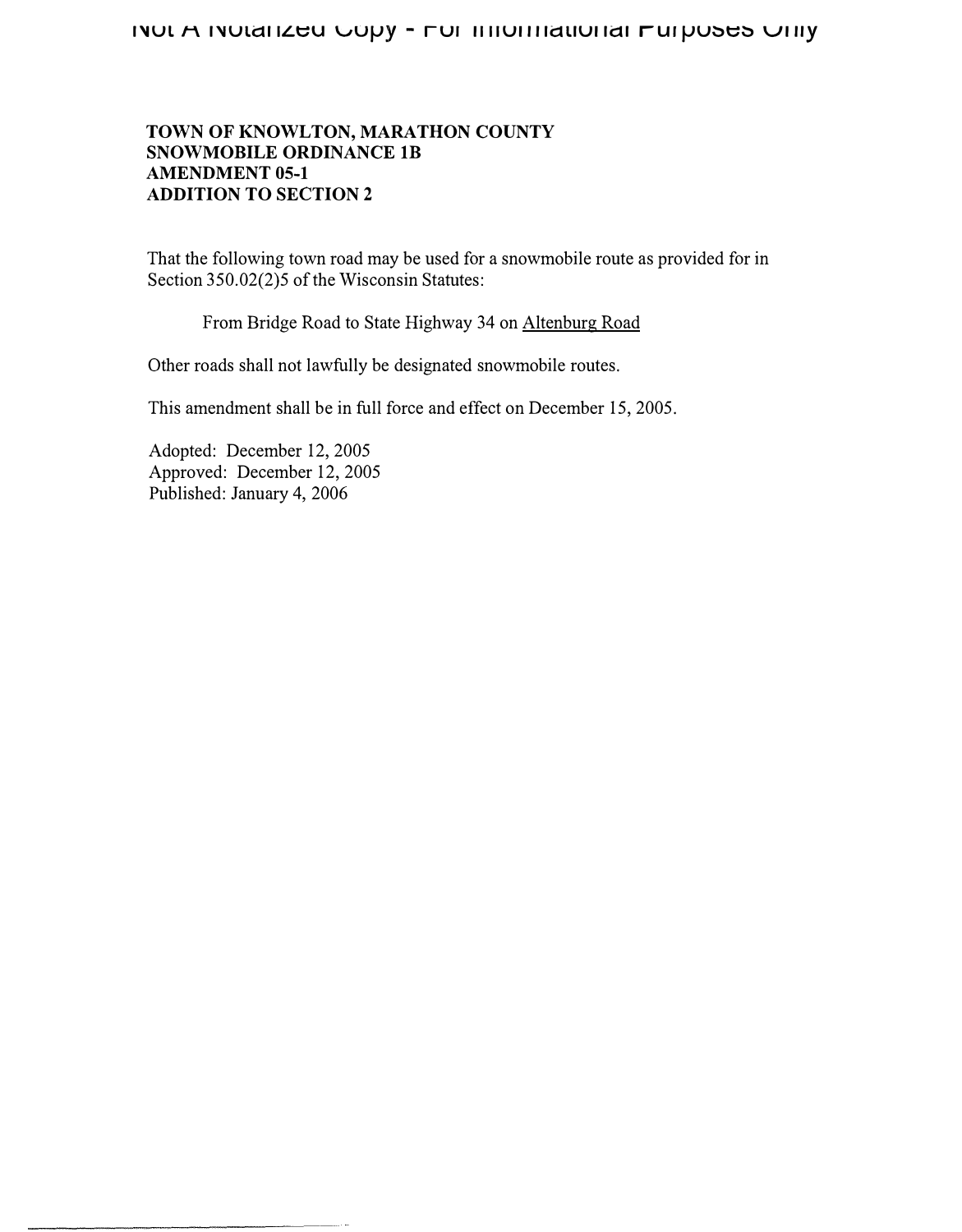**TOWN OF KNOWLTON, MARATHON COUNTY**
**SNOWMOBILE ORDINANCE 1B**
**AMENDMENT 05-1**
**ADDITION TO SECTION 2**

That the following town road may be used for a snowmobile route as provided for in Section 350.02(2)5 of the Wisconsin Statutes:

From Bridge Road to State Highway 34 on Altenburg Road

Other roads shall not lawfully be designated snowmobile routes.

This amendment shall be in full force and effect on December 15, 2005.

Adopted: December 12, 2005
Approved: December 12, 2005
Published: January 4, 2006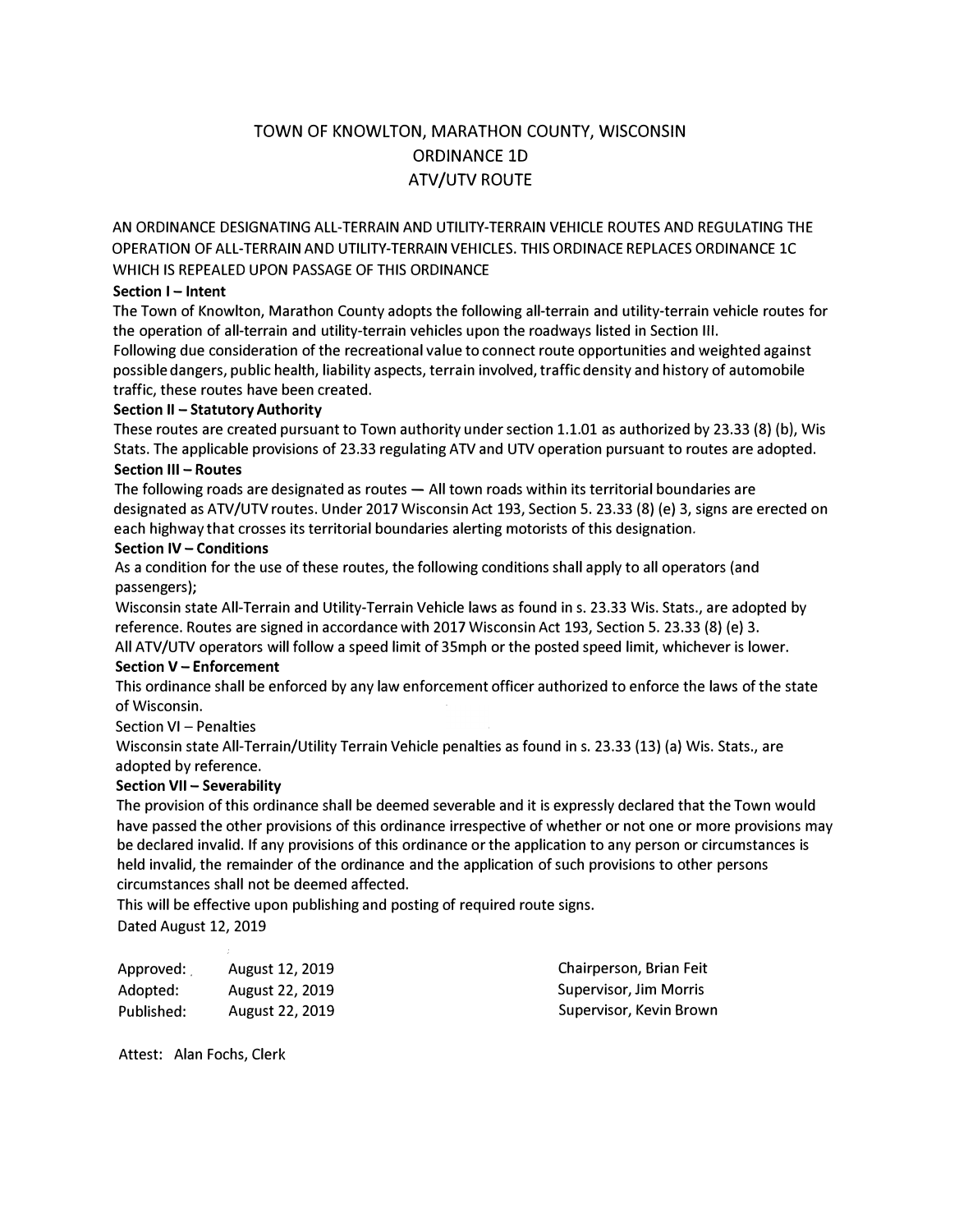# TOWN OF KNOWLTON, MARATHON COUNTY, WISCONSIN
## ORDINANCE 1D
## ATV/UTV ROUTE

AN ORDINANCE DESIGNATING ALL-TERRAIN AND UTILITY-TERRAIN VEHICLE ROUTES AND REGULATING THE OPERATION OF ALL-TERRAIN AND UTILITY-TERRAIN VEHICLES. THIS ORDINACE REPLACES ORDINANCE 1C WHICH IS REPEALED UPON PASSAGE OF THIS ORDINANCE

**Section I – Intent**

The Town of Knowlton, Marathon County adopts the following all-terrain and utility-terrain vehicle routes for the operation of all-terrain and utility-terrain vehicles upon the roadways listed in Section III.

Following due consideration of the recreational value to connect route opportunities and weighted against possible dangers, public health, liability aspects, terrain involved, traffic density and history of automobile traffic, these routes have been created.

**Section II – Statutory Authority**

These routes are created pursuant to Town authority under section 1.1.01 as authorized by 23.33 (8) (b), Wis Stats. The applicable provisions of 23.33 regulating ATV and UTV operation pursuant to routes are adopted.

**Section III – Routes**

The following roads are designated as routes — All town roads within its territorial boundaries are designated as ATV/UTV routes. Under 2017 Wisconsin Act 193, Section 5. 23.33 (8) (e) 3, signs are erected on each highway that crosses its territorial boundaries alerting motorists of this designation.

**Section IV – Conditions**

As a condition for the use of these routes, the following conditions shall apply to all operators (and passengers);

Wisconsin state All-Terrain and Utility-Terrain Vehicle laws as found in s. 23.33 Wis. Stats., are adopted by reference. Routes are signed in accordance with 2017 Wisconsin Act 193, Section 5. 23.33 (8) (e) 3.

All ATV/UTV operators will follow a speed limit of 35mph or the posted speed limit, whichever is lower.

**Section V – Enforcement**

This ordinance shall be enforced by any law enforcement officer authorized to enforce the laws of the state of Wisconsin.

Section VI – Penalties

Wisconsin state All-Terrain/Utility Terrain Vehicle penalties as found in s. 23.33 (13) (a) Wis. Stats., are adopted by reference.

**Section VII – Severability**

The provision of this ordinance shall be deemed severable and it is expressly declared that the Town would have passed the other provisions of this ordinance irrespective of whether or not one or more provisions may be declared invalid. If any provisions of this ordinance or the application to any person or circumstances is held invalid, the remainder of the ordinance and the application of such provisions to other persons circumstances shall not be deemed affected.

This will be effective upon publishing and posting of required route signs.

Dated August 12, 2019

Approved: August 12, 2019
Adopted: August 22, 2019
Published: August 22, 2019

Chairperson, Brian Feit
Supervisor, Jim Morris
Supervisor, Kevin Brown

Attest: Alan Fochs, Clerk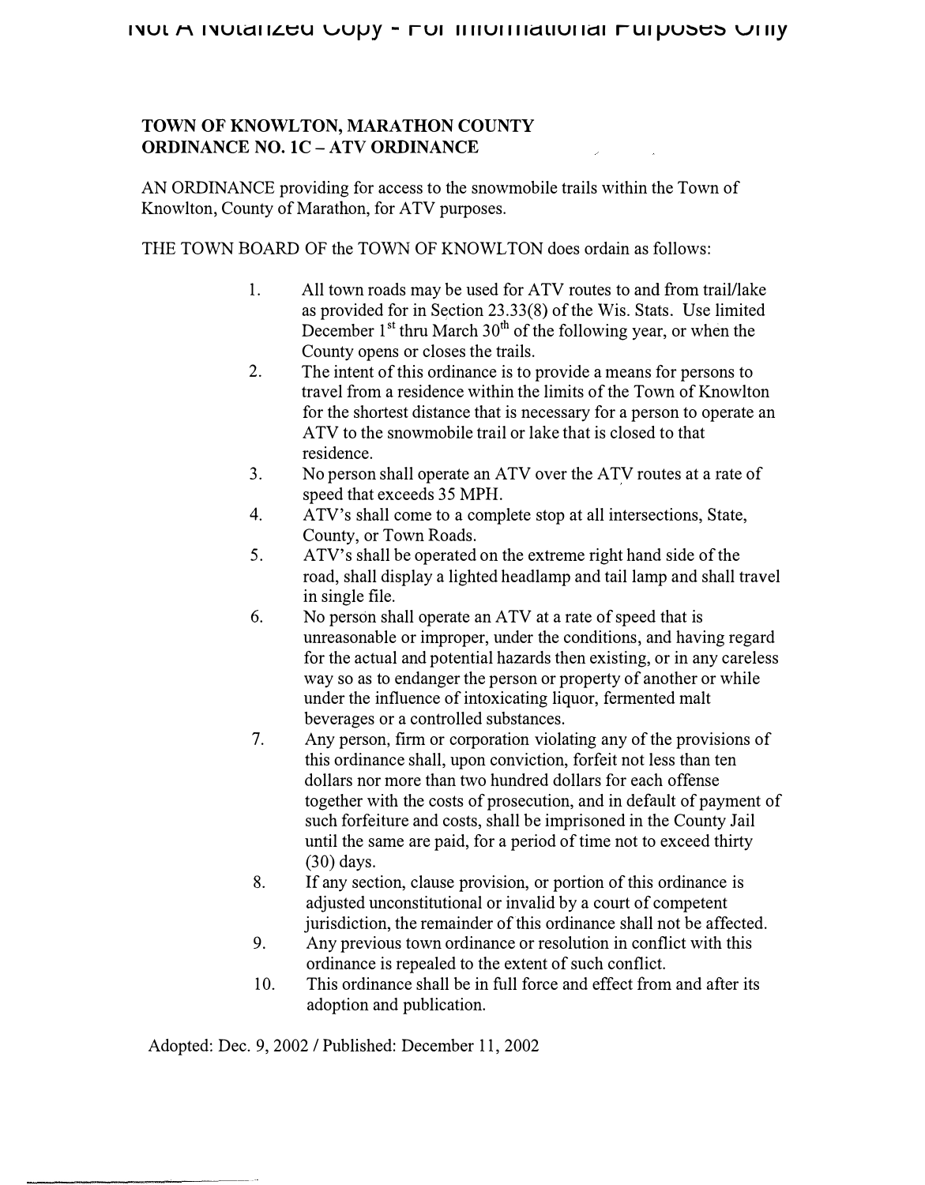**TOWN OF KNOWLTON, MARATHON COUNTY**
**ORDINANCE NO. 1C – ATV ORDINANCE**

AN ORDINANCE providing for access to the snowmobile trails within the Town of Knowlton, County of Marathon, for ATV purposes.

THE TOWN BOARD OF the TOWN OF KNOWLTON does ordain as follows:

1. All town roads may be used for ATV routes to and from trail/lake as provided for in Section 23.33(8) of the Wis. Stats. Use limited December 1st thru March 30th of the following year, or when the County opens or closes the trails.
2. The intent of this ordinance is to provide a means for persons to travel from a residence within the limits of the Town of Knowlton for the shortest distance that is necessary for a person to operate an ATV to the snowmobile trail or lake that is closed to that residence.
3. No person shall operate an ATV over the ATV routes at a rate of speed that exceeds 35 MPH.
4. ATV's shall come to a complete stop at all intersections, State, County, or Town Roads.
5. ATV's shall be operated on the extreme right hand side of the road, shall display a lighted headlamp and tail lamp and shall travel in single file.
6. No person shall operate an ATV at a rate of speed that is unreasonable or improper, under the conditions, and having regard for the actual and potential hazards then existing, or in any careless way so as to endanger the person or property of another or while under the influence of intoxicating liquor, fermented malt beverages or a controlled substances.
7. Any person, firm or corporation violating any of the provisions of this ordinance shall, upon conviction, forfeit not less than ten dollars nor more than two hundred dollars for each offense together with the costs of prosecution, and in default of payment of such forfeiture and costs, shall be imprisoned in the County Jail until the same are paid, for a period of time not to exceed thirty (30) days.
8. If any section, clause provision, or portion of this ordinance is adjusted unconstitutional or invalid by a court of competent jurisdiction, the remainder of this ordinance shall not be affected.
9. Any previous town ordinance or resolution in conflict with this ordinance is repealed to the extent of such conflict.
10. This ordinance shall be in full force and effect from and after its adoption and publication.

Adopted: Dec. 9, 2002 / Published: December 11, 2002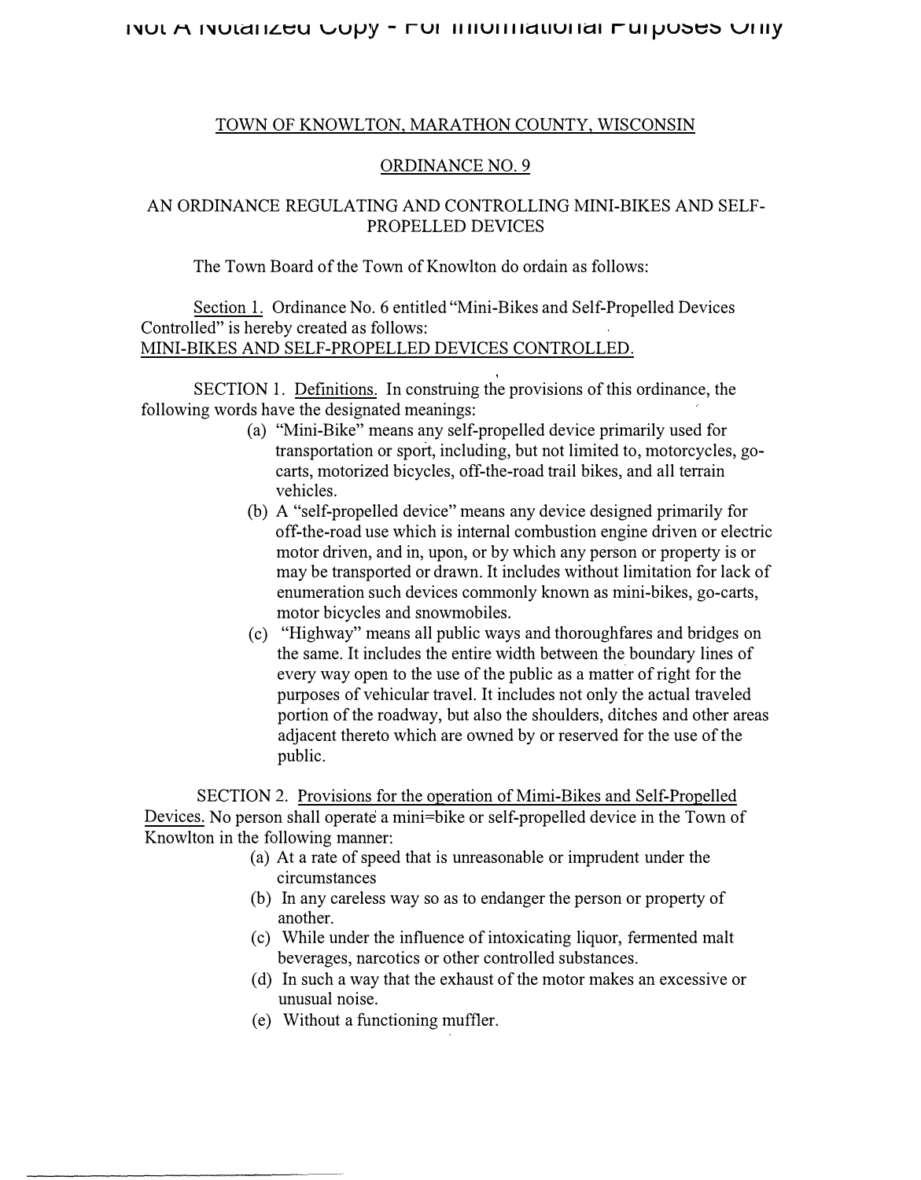TOWN OF KNOWLTON, MARATHON COUNTY, WISCONSIN

ORDINANCE NO. 9

AN ORDINANCE REGULATING AND CONTROLLING MINI-BIKES AND SELF-PROPELLED DEVICES

The Town Board of the Town of Knowlton do ordain as follows:

Section 1. Ordinance No. 6 entitled "Mini-Bikes and Self-Propelled Devices Controlled" is hereby created as follows:
MINI-BIKES AND SELF-PROPELLED DEVICES CONTROLLED.

SECTION 1. Definitions. In construing the provisions of this ordinance, the following words have the designated meanings:

(a) "Mini-Bike" means any self-propelled device primarily used for transportation or sport, including, but not limited to, motorcycles, go-carts, motorized bicycles, off-the-road trail bikes, and all terrain vehicles.

(b) A "self-propelled device" means any device designed primarily for off-the-road use which is internal combustion engine driven or electric motor driven, and in, upon, or by which any person or property is or may be transported or drawn. It includes without limitation for lack of enumeration such devices commonly known as mini-bikes, go-carts, motor bicycles and snowmobiles.

(c) "Highway" means all public ways and thoroughfares and bridges on the same. It includes the entire width between the boundary lines of every way open to the use of the public as a matter of right for the purposes of vehicular travel. It includes not only the actual traveled portion of the roadway, but also the shoulders, ditches and other areas adjacent thereto which are owned by or reserved for the use of the public.

SECTION 2. Provisions for the operation of Mimi-Bikes and Self-Propelled Devices. No person shall operate a mini=bike or self-propelled device in the Town of Knowlton in the following manner:

(a) At a rate of speed that is unreasonable or imprudent under the circumstances

(b) In any careless way so as to endanger the person or property of another.

(c) While under the influence of intoxicating liquor, fermented malt beverages, narcotics or other controlled substances.

(d) In such a way that the exhaust of the motor makes an excessive or unusual noise.

(e) Without a functioning muffler.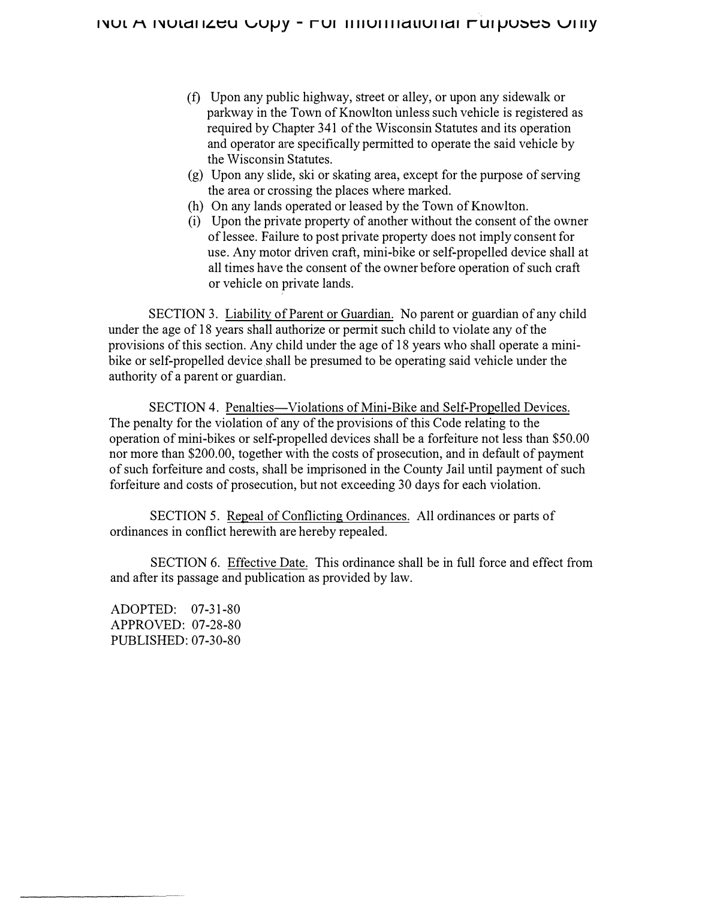(f) Upon any public highway, street or alley, or upon any sidewalk or parkway in the Town of Knowlton unless such vehicle is registered as required by Chapter 341 of the Wisconsin Statutes and its operation and operator are specifically permitted to operate the said vehicle by the Wisconsin Statutes.

(g) Upon any slide, ski or skating area, except for the purpose of serving the area or crossing the places where marked.

(h) On any lands operated or leased by the Town of Knowlton.

(i) Upon the private property of another without the consent of the owner of lessee. Failure to post private property does not imply consent for use. Any motor driven craft, mini-bike or self-propelled device shall at all times have the consent of the owner before operation of such craft or vehicle on private lands.

SECTION 3. Liability of Parent or Guardian. No parent or guardian of any child under the age of 18 years shall authorize or permit such child to violate any of the provisions of this section. Any child under the age of 18 years who shall operate a mini-bike or self-propelled device shall be presumed to be operating said vehicle under the authority of a parent or guardian.

SECTION 4. Penalties—Violations of Mini-Bike and Self-Propelled Devices. The penalty for the violation of any of the provisions of this Code relating to the operation of mini-bikes or self-propelled devices shall be a forfeiture not less than $50.00 nor more than $200.00, together with the costs of prosecution, and in default of payment of such forfeiture and costs, shall be imprisoned in the County Jail until payment of such forfeiture and costs of prosecution, but not exceeding 30 days for each violation.

SECTION 5. Repeal of Conflicting Ordinances. All ordinances or parts of ordinances in conflict herewith are hereby repealed.

SECTION 6. Effective Date. This ordinance shall be in full force and effect from and after its passage and publication as provided by law.

ADOPTED: 07-31-80
APPROVED: 07-28-80
PUBLISHED: 07-30-80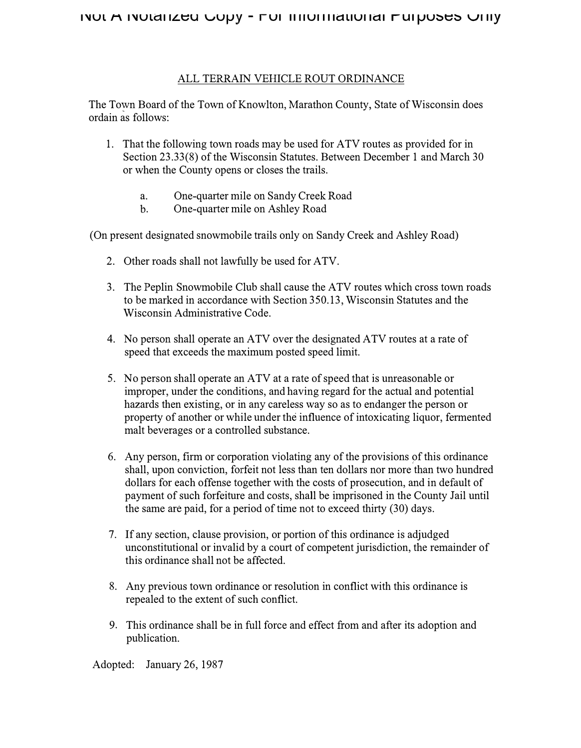## ALL TERRAIN VEHICLE ROUT ORDINANCE

The Town Board of the Town of Knowlton, Marathon County, State of Wisconsin does ordain as follows:

1. That the following town roads may be used for ATV routes as provided for in Section 23.33(8) of the Wisconsin Statutes. Between December 1 and March 30 or when the County opens or closes the trails.

   a. One-quarter mile on Sandy Creek Road
   
   b. One-quarter mile on Ashley Road

(On present designated snowmobile trails only on Sandy Creek and Ashley Road)

2. Other roads shall not lawfully be used for ATV.

3. The Peplin Snowmobile Club shall cause the ATV routes which cross town roads to be marked in accordance with Section 350.13, Wisconsin Statutes and the Wisconsin Administrative Code.

4. No person shall operate an ATV over the designated ATV routes at a rate of speed that exceeds the maximum posted speed limit.

5. No person shall operate an ATV at a rate of speed that is unreasonable or improper, under the conditions, and having regard for the actual and potential hazards then existing, or in any careless way so as to endanger the person or property of another or while under the influence of intoxicating liquor, fermented malt beverages or a controlled substance.

6. Any person, firm or corporation violating any of the provisions of this ordinance shall, upon conviction, forfeit not less than ten dollars nor more than two hundred dollars for each offense together with the costs of prosecution, and in default of payment of such forfeiture and costs, shall be imprisoned in the County Jail until the same are paid, for a period of time not to exceed thirty (30) days.

7. If any section, clause provision, or portion of this ordinance is adjudged unconstitutional or invalid by a court of competent jurisdiction, the remainder of this ordinance shall not be affected.

8. Any previous town ordinance or resolution in conflict with this ordinance is repealed to the extent of such conflict.

9. This ordinance shall be in full force and effect from and after its adoption and publication.

Adopted: January 26, 1987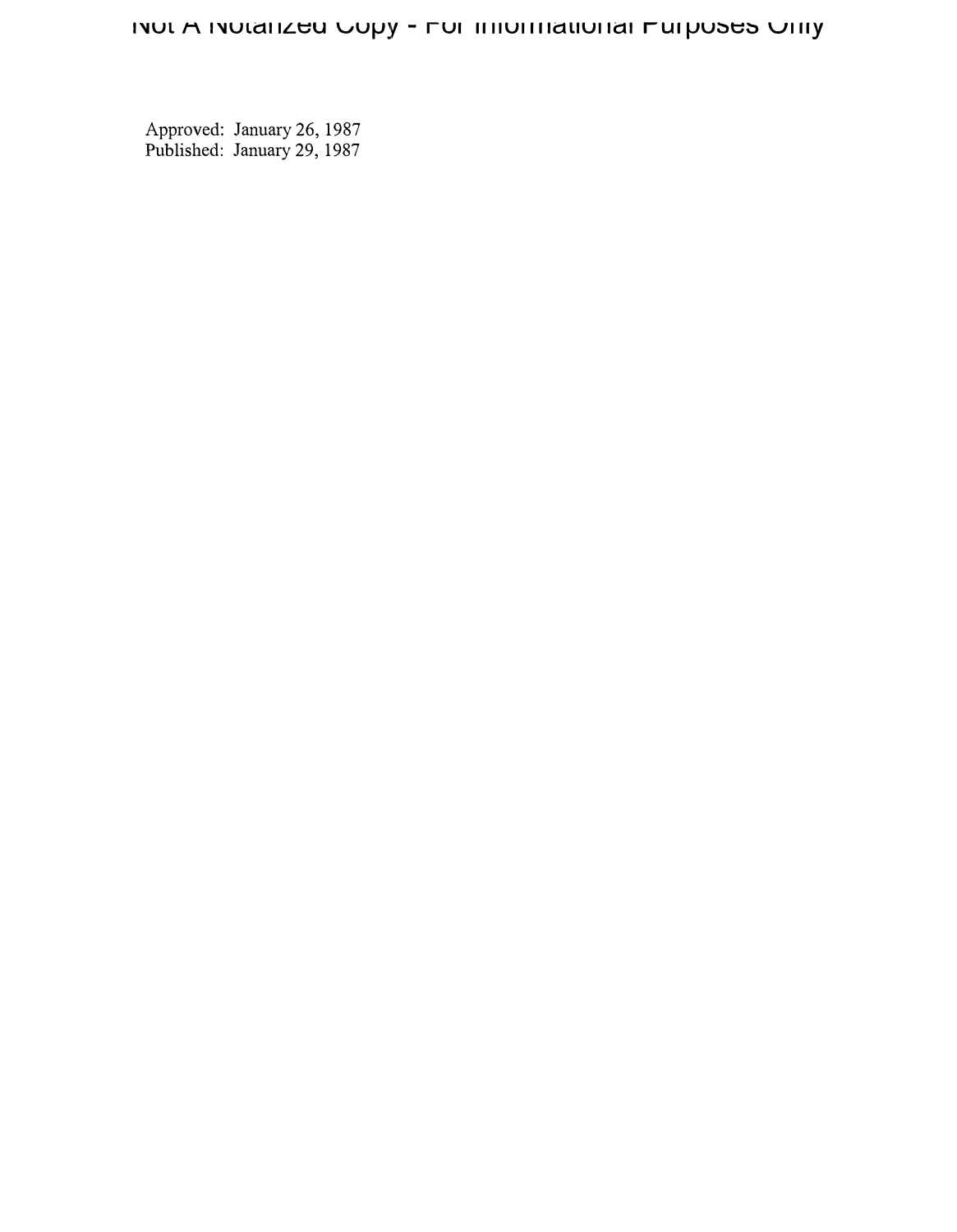Approved: January 26, 1987
Published: January 29, 1987